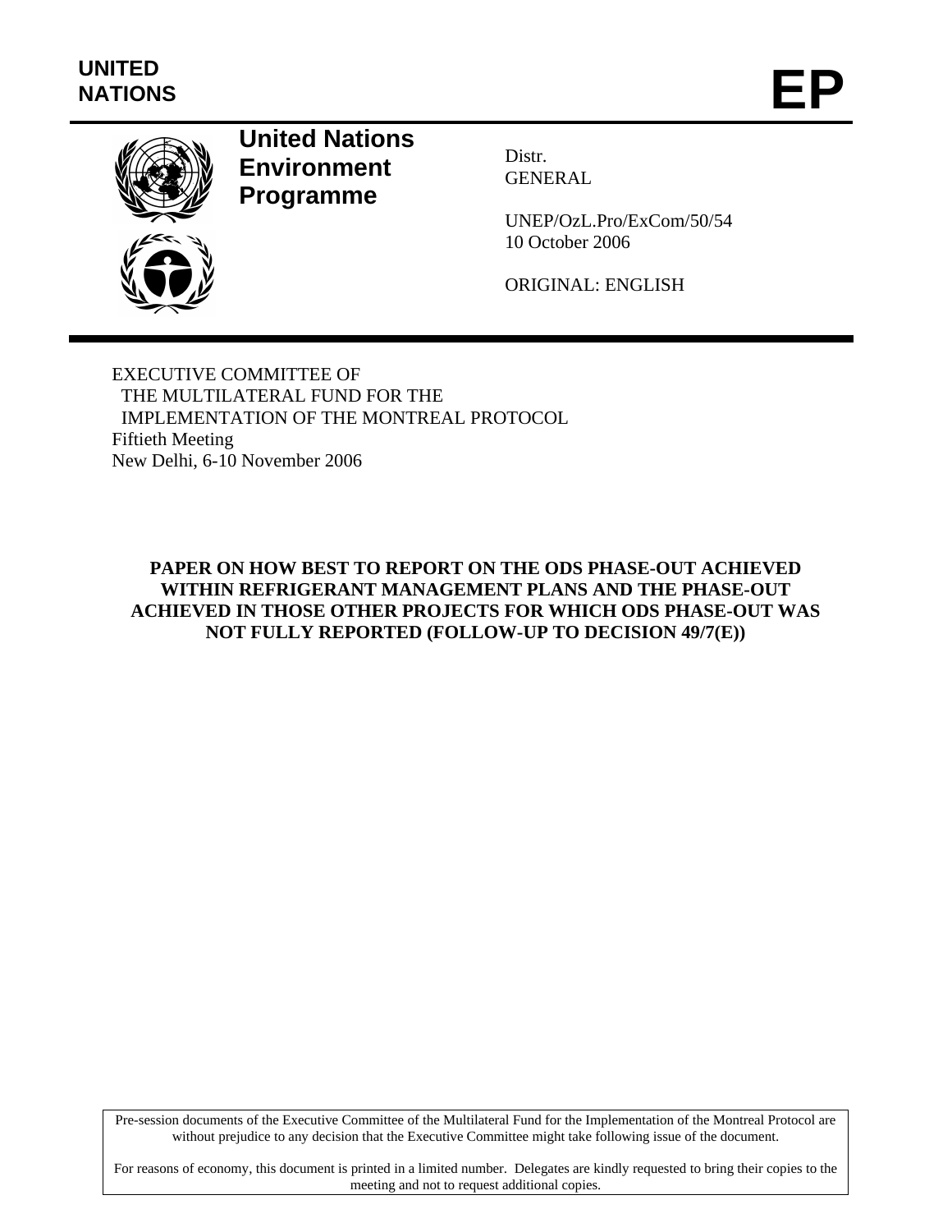UNITED NATIONS

# EP

**United Nations Environment Programme**

Distr.
GENERAL

UNEP/OzL.Pro/ExCom/50/54
10 October 2006

ORIGINAL: ENGLISH

EXECUTIVE COMMITTEE OF
THE MULTILATERAL FUND FOR THE
IMPLEMENTATION OF THE MONTREAL PROTOCOL
Fiftieth Meeting
New Delhi, 6-10 November 2006

## PAPER ON HOW BEST TO REPORT ON THE ODS PHASE-OUT ACHIEVED WITHIN REFRIGERANT MANAGEMENT PLANS AND THE PHASE-OUT ACHIEVED IN THOSE OTHER PROJECTS FOR WHICH ODS PHASE-OUT WAS NOT FULLY REPORTED (FOLLOW-UP TO DECISION 49/7(E))

Pre-session documents of the Executive Committee of the Multilateral Fund for the Implementation of the Montreal Protocol are without prejudice to any decision that the Executive Committee might take following issue of the document.

For reasons of economy, this document is printed in a limited number. Delegates are kindly requested to bring their copies to the meeting and not to request additional copies.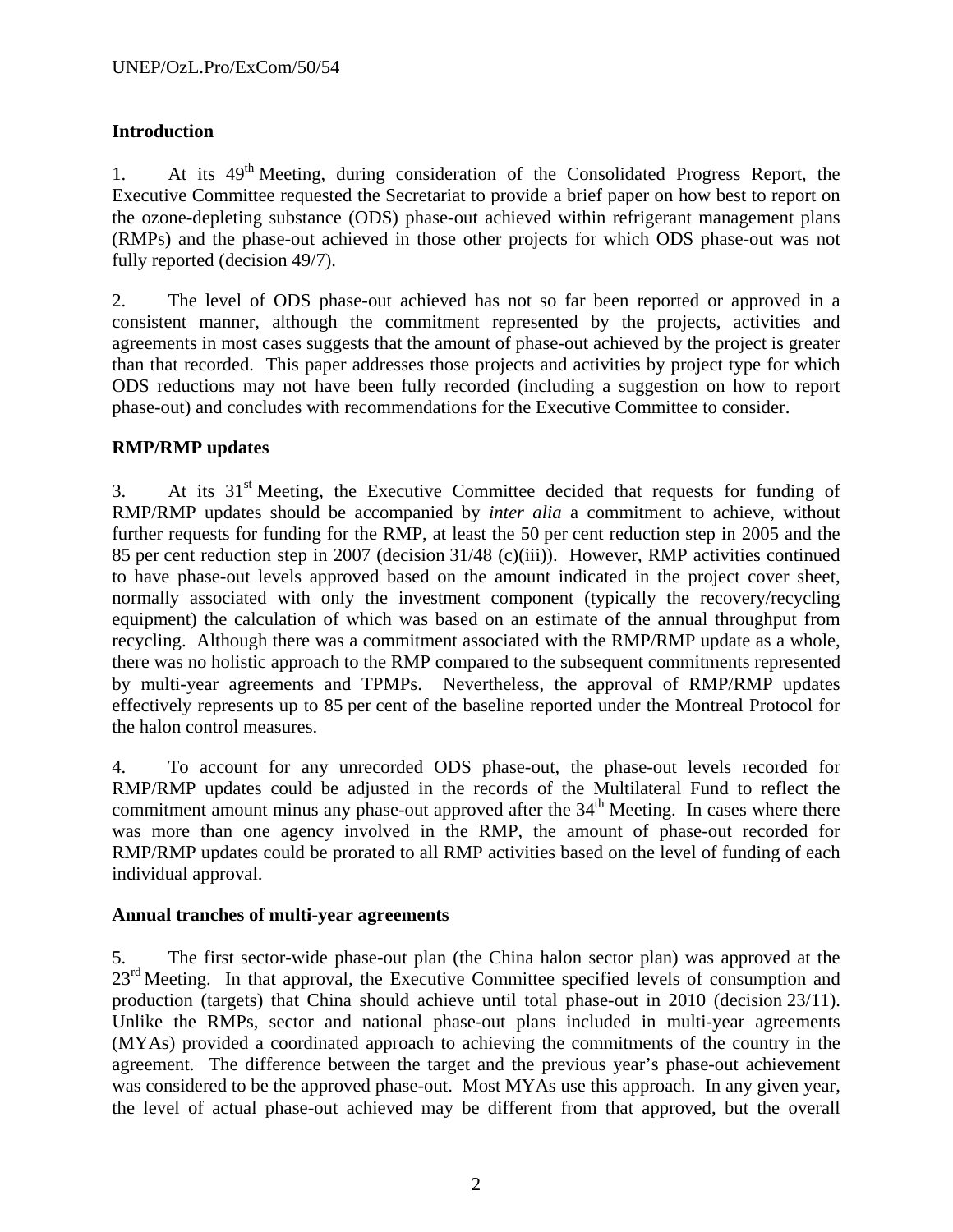## Introduction

1. At its 49th Meeting, during consideration of the Consolidated Progress Report, the Executive Committee requested the Secretariat to provide a brief paper on how best to report on the ozone-depleting substance (ODS) phase-out achieved within refrigerant management plans (RMPs) and the phase-out achieved in those other projects for which ODS phase-out was not fully reported (decision 49/7).

2. The level of ODS phase-out achieved has not so far been reported or approved in a consistent manner, although the commitment represented by the projects, activities and agreements in most cases suggests that the amount of phase-out achieved by the project is greater than that recorded. This paper addresses those projects and activities by project type for which ODS reductions may not have been fully recorded (including a suggestion on how to report phase-out) and concludes with recommendations for the Executive Committee to consider.

## RMP/RMP updates

3. At its 31st Meeting, the Executive Committee decided that requests for funding of RMP/RMP updates should be accompanied by *inter alia* a commitment to achieve, without further requests for funding for the RMP, at least the 50 per cent reduction step in 2005 and the 85 per cent reduction step in 2007 (decision 31/48 (c)(iii)). However, RMP activities continued to have phase-out levels approved based on the amount indicated in the project cover sheet, normally associated with only the investment component (typically the recovery/recycling equipment) the calculation of which was based on an estimate of the annual throughput from recycling. Although there was a commitment associated with the RMP/RMP update as a whole, there was no holistic approach to the RMP compared to the subsequent commitments represented by multi-year agreements and TPMPs. Nevertheless, the approval of RMP/RMP updates effectively represents up to 85 per cent of the baseline reported under the Montreal Protocol for the halon control measures.

4. To account for any unrecorded ODS phase-out, the phase-out levels recorded for RMP/RMP updates could be adjusted in the records of the Multilateral Fund to reflect the commitment amount minus any phase-out approved after the 34th Meeting. In cases where there was more than one agency involved in the RMP, the amount of phase-out recorded for RMP/RMP updates could be prorated to all RMP activities based on the level of funding of each individual approval.

## Annual tranches of multi-year agreements

5. The first sector-wide phase-out plan (the China halon sector plan) was approved at the 23rd Meeting. In that approval, the Executive Committee specified levels of consumption and production (targets) that China should achieve until total phase-out in 2010 (decision 23/11). Unlike the RMPs, sector and national phase-out plans included in multi-year agreements (MYAs) provided a coordinated approach to achieving the commitments of the country in the agreement. The difference between the target and the previous year's phase-out achievement was considered to be the approved phase-out. Most MYAs use this approach. In any given year, the level of actual phase-out achieved may be different from that approved, but the overall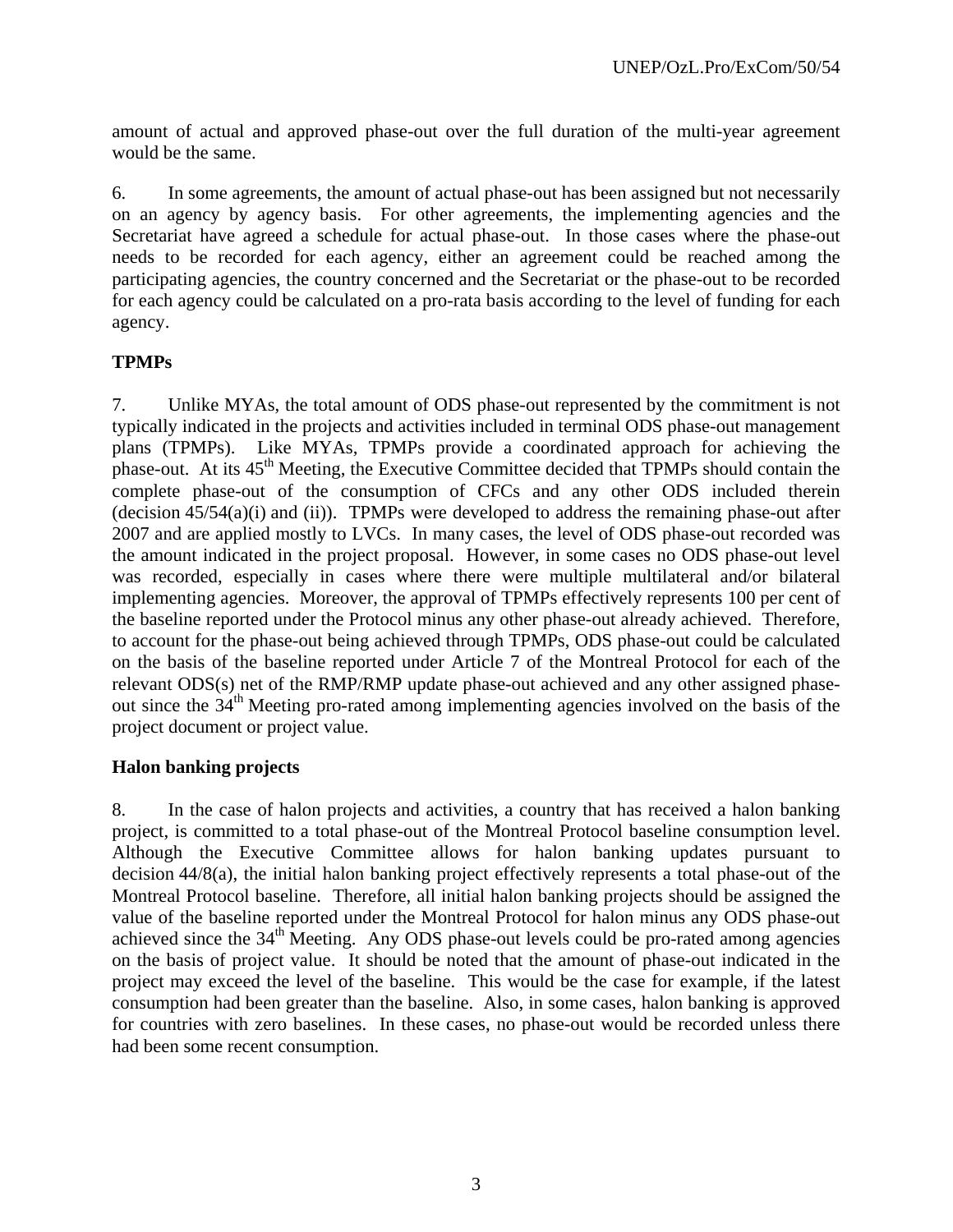amount of actual and approved phase-out over the full duration of the multi-year agreement would be the same.

6. In some agreements, the amount of actual phase-out has been assigned but not necessarily on an agency by agency basis. For other agreements, the implementing agencies and the Secretariat have agreed a schedule for actual phase-out. In those cases where the phase-out needs to be recorded for each agency, either an agreement could be reached among the participating agencies, the country concerned and the Secretariat or the phase-out to be recorded for each agency could be calculated on a pro-rata basis according to the level of funding for each agency.

**TPMPs**

7. Unlike MYAs, the total amount of ODS phase-out represented by the commitment is not typically indicated in the projects and activities included in terminal ODS phase-out management plans (TPMPs). Like MYAs, TPMPs provide a coordinated approach for achieving the phase-out. At its 45th Meeting, the Executive Committee decided that TPMPs should contain the complete phase-out of the consumption of CFCs and any other ODS included therein (decision 45/54(a)(i) and (ii)). TPMPs were developed to address the remaining phase-out after 2007 and are applied mostly to LVCs. In many cases, the level of ODS phase-out recorded was the amount indicated in the project proposal. However, in some cases no ODS phase-out level was recorded, especially in cases where there were multiple multilateral and/or bilateral implementing agencies. Moreover, the approval of TPMPs effectively represents 100 per cent of the baseline reported under the Protocol minus any other phase-out already achieved. Therefore, to account for the phase-out being achieved through TPMPs, ODS phase-out could be calculated on the basis of the baseline reported under Article 7 of the Montreal Protocol for each of the relevant ODS(s) net of the RMP/RMP update phase-out achieved and any other assigned phase-out since the 34th Meeting pro-rated among implementing agencies involved on the basis of the project document or project value.

**Halon banking projects**

8. In the case of halon projects and activities, a country that has received a halon banking project, is committed to a total phase-out of the Montreal Protocol baseline consumption level. Although the Executive Committee allows for halon banking updates pursuant to decision 44/8(a), the initial halon banking project effectively represents a total phase-out of the Montreal Protocol baseline. Therefore, all initial halon banking projects should be assigned the value of the baseline reported under the Montreal Protocol for halon minus any ODS phase-out achieved since the 34th Meeting. Any ODS phase-out levels could be pro-rated among agencies on the basis of project value. It should be noted that the amount of phase-out indicated in the project may exceed the level of the baseline. This would be the case for example, if the latest consumption had been greater than the baseline. Also, in some cases, halon banking is approved for countries with zero baselines. In these cases, no phase-out would be recorded unless there had been some recent consumption.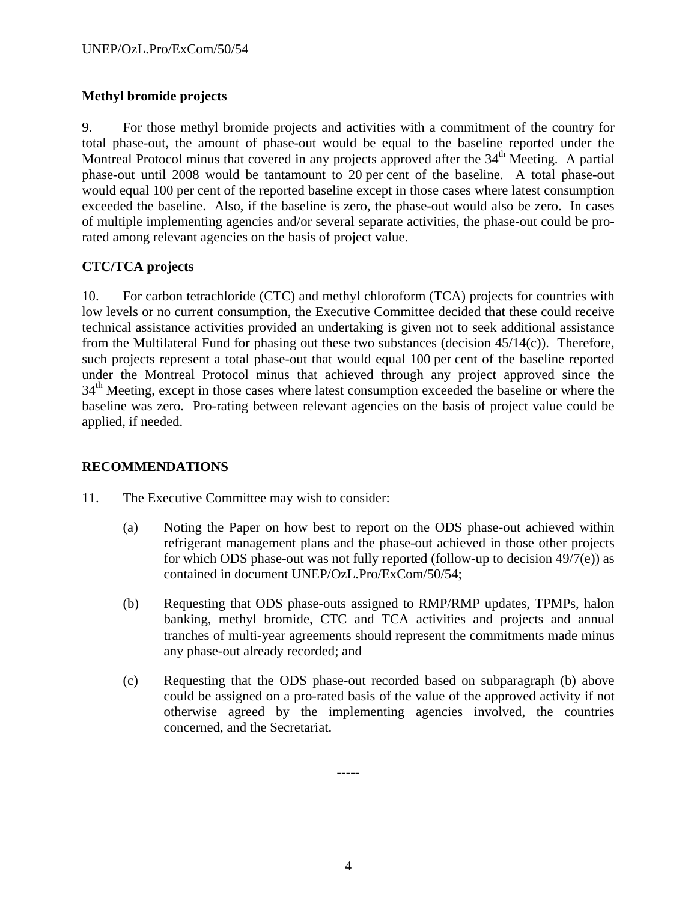**Methyl bromide projects**

9. For those methyl bromide projects and activities with a commitment of the country for total phase-out, the amount of phase-out would be equal to the baseline reported under the Montreal Protocol minus that covered in any projects approved after the 34th Meeting. A partial phase-out until 2008 would be tantamount to 20 per cent of the baseline. A total phase-out would equal 100 per cent of the reported baseline except in those cases where latest consumption exceeded the baseline. Also, if the baseline is zero, the phase-out would also be zero. In cases of multiple implementing agencies and/or several separate activities, the phase-out could be pro-rated among relevant agencies on the basis of project value.

**CTC/TCA projects**

10. For carbon tetrachloride (CTC) and methyl chloroform (TCA) projects for countries with low levels or no current consumption, the Executive Committee decided that these could receive technical assistance activities provided an undertaking is given not to seek additional assistance from the Multilateral Fund for phasing out these two substances (decision 45/14(c)). Therefore, such projects represent a total phase-out that would equal 100 per cent of the baseline reported under the Montreal Protocol minus that achieved through any project approved since the 34th Meeting, except in those cases where latest consumption exceeded the baseline or where the baseline was zero. Pro-rating between relevant agencies on the basis of project value could be applied, if needed.

**RECOMMENDATIONS**

11. The Executive Committee may wish to consider:

(a) Noting the Paper on how best to report on the ODS phase-out achieved within refrigerant management plans and the phase-out achieved in those other projects for which ODS phase-out was not fully reported (follow-up to decision 49/7(e)) as contained in document UNEP/OzL.Pro/ExCom/50/54;

(b) Requesting that ODS phase-outs assigned to RMP/RMP updates, TPMPs, halon banking, methyl bromide, CTC and TCA activities and projects and annual tranches of multi-year agreements should represent the commitments made minus any phase-out already recorded; and

(c) Requesting that the ODS phase-out recorded based on subparagraph (b) above could be assigned on a pro-rated basis of the value of the approved activity if not otherwise agreed by the implementing agencies involved, the countries concerned, and the Secretariat.

-----